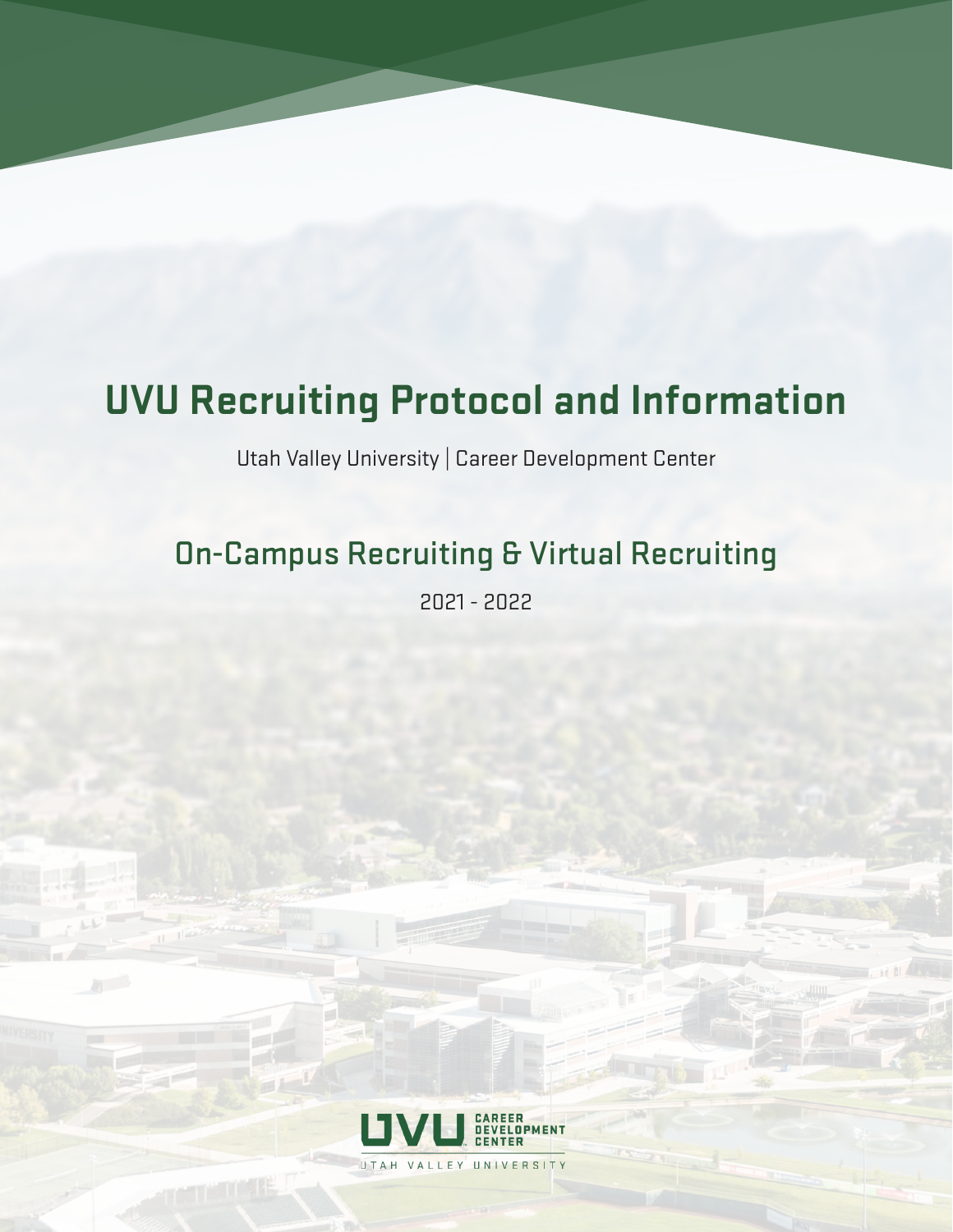# UVU Recruiting Protocol and Information

Utah Valley University | Career Development Center

## On-Campus Recruiting & Virtual Recruiting

2021 - 2022

UVU CAREER DEVELOPMENT CENTER
UTAH VALLEY UNIVERSITY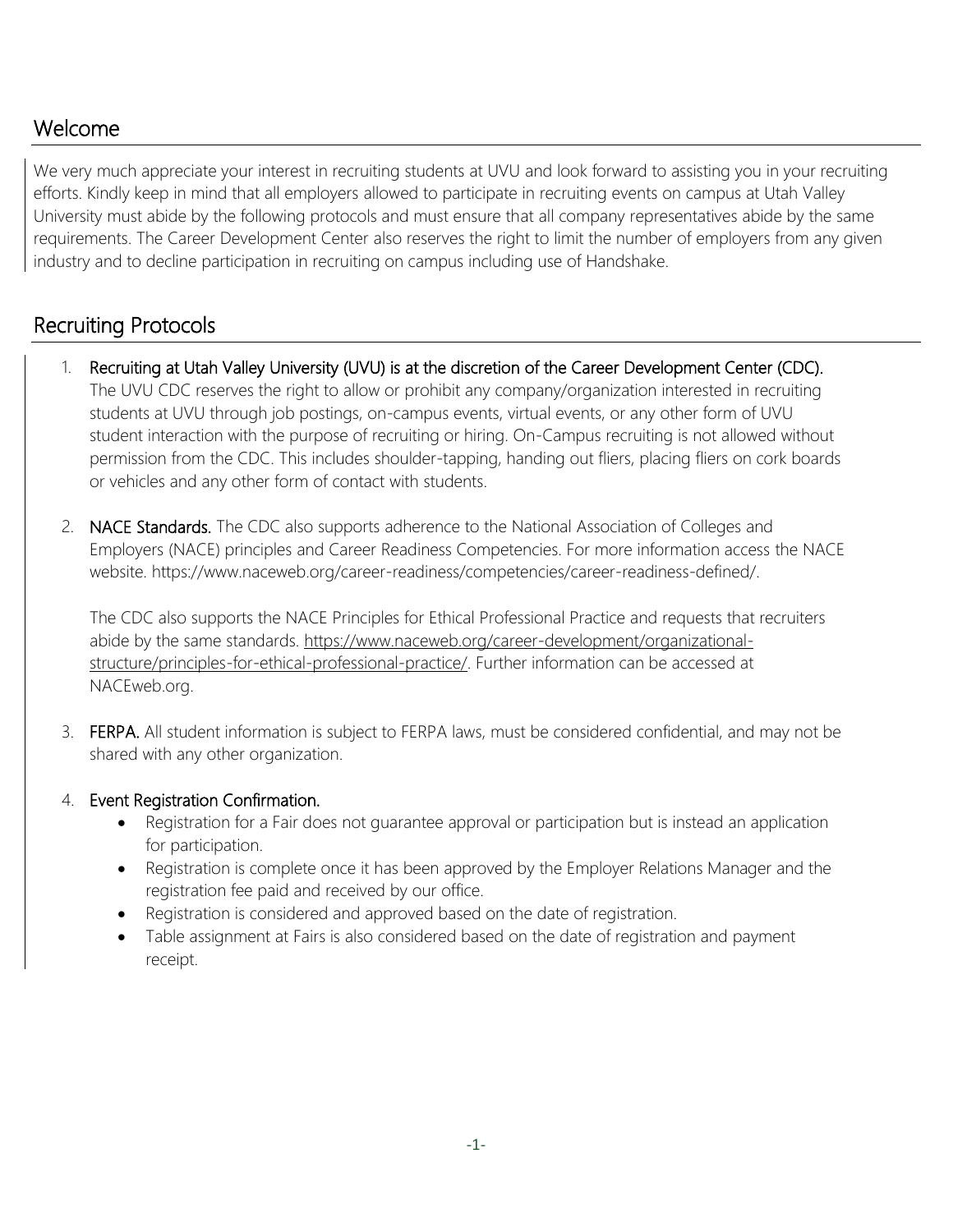## Welcome

We very much appreciate your interest in recruiting students at UVU and look forward to assisting you in your recruiting efforts. Kindly keep in mind that all employers allowed to participate in recruiting events on campus at Utah Valley University must abide by the following protocols and must ensure that all company representatives abide by the same requirements. The Career Development Center also reserves the right to limit the number of employers from any given industry and to decline participation in recruiting on campus including use of Handshake.

## Recruiting Protocols

1. **Recruiting at Utah Valley University (UVU) is at the discretion of the Career Development Center (CDC).** The UVU CDC reserves the right to allow or prohibit any company/organization interested in recruiting students at UVU through job postings, on-campus events, virtual events, or any other form of UVU student interaction with the purpose of recruiting or hiring. On-Campus recruiting is not allowed without permission from the CDC. This includes shoulder-tapping, handing out fliers, placing fliers on cork boards or vehicles and any other form of contact with students.

2. **NACE Standards.** The CDC also supports adherence to the National Association of Colleges and Employers (NACE) principles and Career Readiness Competencies. For more information access the NACE website. https://www.naceweb.org/career-readiness/competencies/career-readiness-defined/.

   The CDC also supports the NACE Principles for Ethical Professional Practice and requests that recruiters abide by the same standards. https://www.naceweb.org/career-development/organizational-structure/principles-for-ethical-professional-practice/. Further information can be accessed at NACEweb.org.

3. **FERPA.** All student information is subject to FERPA laws, must be considered confidential, and may not be shared with any other organization.

4. **Event Registration Confirmation.**
   - Registration for a Fair does not guarantee approval or participation but is instead an application for participation.
   - Registration is complete once it has been approved by the Employer Relations Manager and the registration fee paid and received by our office.
   - Registration is considered and approved based on the date of registration.
   - Table assignment at Fairs is also considered based on the date of registration and payment receipt.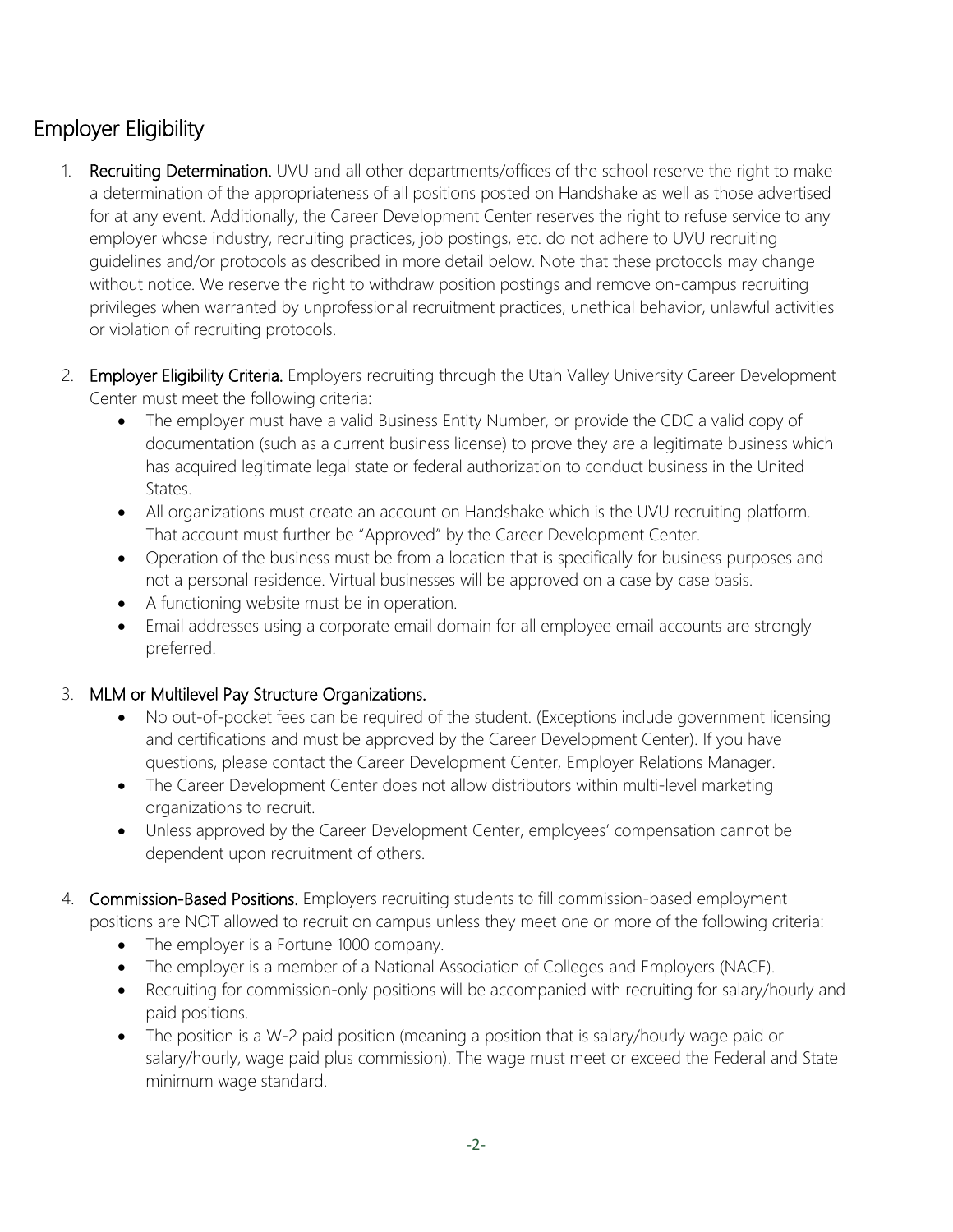## Employer Eligibility

1. **Recruiting Determination.** UVU and all other departments/offices of the school reserve the right to make a determination of the appropriateness of all positions posted on Handshake as well as those advertised for at any event. Additionally, the Career Development Center reserves the right to refuse service to any employer whose industry, recruiting practices, job postings, etc. do not adhere to UVU recruiting guidelines and/or protocols as described in more detail below. Note that these protocols may change without notice. We reserve the right to withdraw position postings and remove on-campus recruiting privileges when warranted by unprofessional recruitment practices, unethical behavior, unlawful activities or violation of recruiting protocols.

2. **Employer Eligibility Criteria.** Employers recruiting through the Utah Valley University Career Development Center must meet the following criteria:
   - The employer must have a valid Business Entity Number, or provide the CDC a valid copy of documentation (such as a current business license) to prove they are a legitimate business which has acquired legitimate legal state or federal authorization to conduct business in the United States.
   - All organizations must create an account on Handshake which is the UVU recruiting platform. That account must further be "Approved" by the Career Development Center.
   - Operation of the business must be from a location that is specifically for business purposes and not a personal residence. Virtual businesses will be approved on a case by case basis.
   - A functioning website must be in operation.
   - Email addresses using a corporate email domain for all employee email accounts are strongly preferred.

3. **MLM or Multilevel Pay Structure Organizations.**
   - No out-of-pocket fees can be required of the student. (Exceptions include government licensing and certifications and must be approved by the Career Development Center). If you have questions, please contact the Career Development Center, Employer Relations Manager.
   - The Career Development Center does not allow distributors within multi-level marketing organizations to recruit.
   - Unless approved by the Career Development Center, employees' compensation cannot be dependent upon recruitment of others.

4. **Commission-Based Positions.** Employers recruiting students to fill commission-based employment positions are NOT allowed to recruit on campus unless they meet one or more of the following criteria:
   - The employer is a Fortune 1000 company.
   - The employer is a member of a National Association of Colleges and Employers (NACE).
   - Recruiting for commission-only positions will be accompanied with recruiting for salary/hourly and paid positions.
   - The position is a W-2 paid position (meaning a position that is salary/hourly wage paid or salary/hourly, wage paid plus commission). The wage must meet or exceed the Federal and State minimum wage standard.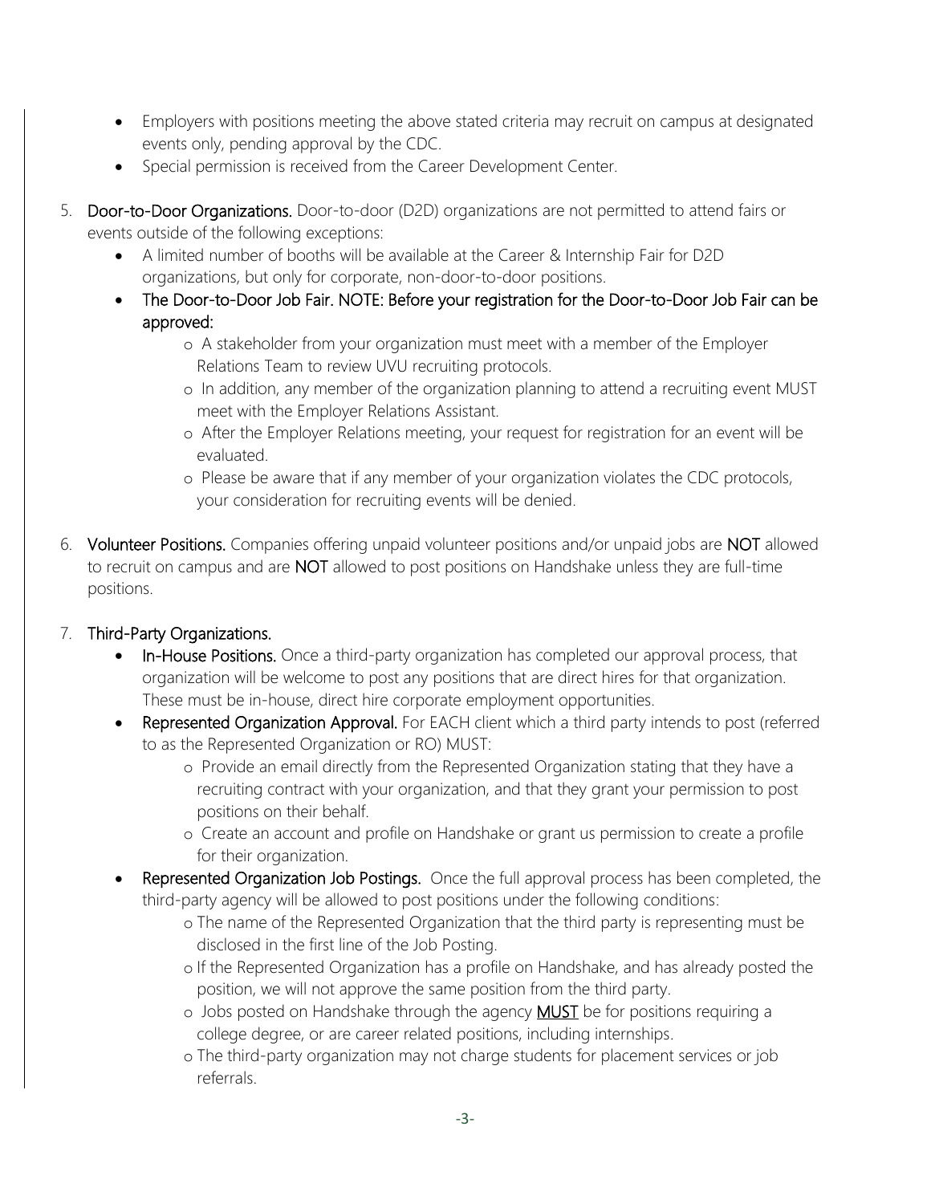- Employers with positions meeting the above stated criteria may recruit on campus at designated events only, pending approval by the CDC.
- Special permission is received from the Career Development Center.

5. **Door-to-Door Organizations.** Door-to-door (D2D) organizations are not permitted to attend fairs or events outside of the following exceptions:
   - A limited number of booths will be available at the Career & Internship Fair for D2D organizations, but only for corporate, non-door-to-door positions.
   - The Door-to-Door Job Fair. NOTE: Before your registration for the Door-to-Door Job Fair can be approved:
     - A stakeholder from your organization must meet with a member of the Employer Relations Team to review UVU recruiting protocols.
     - In addition, any member of the organization planning to attend a recruiting event MUST meet with the Employer Relations Assistant.
     - After the Employer Relations meeting, your request for registration for an event will be evaluated.
     - Please be aware that if any member of your organization violates the CDC protocols, your consideration for recruiting events will be denied.

6. **Volunteer Positions.** Companies offering unpaid volunteer positions and/or unpaid jobs are **NOT** allowed to recruit on campus and are **NOT** allowed to post positions on Handshake unless they are full-time positions.

7. **Third-Party Organizations.**
   - **In-House Positions.** Once a third-party organization has completed our approval process, that organization will be welcome to post any positions that are direct hires for that organization. These must be in-house, direct hire corporate employment opportunities.
   - **Represented Organization Approval.** For EACH client which a third party intends to post (referred to as the Represented Organization or RO) MUST:
     - Provide an email directly from the Represented Organization stating that they have a recruiting contract with your organization, and that they grant your permission to post positions on their behalf.
     - Create an account and profile on Handshake or grant us permission to create a profile for their organization.
   - **Represented Organization Job Postings.** Once the full approval process has been completed, the third-party agency will be allowed to post positions under the following conditions:
     - The name of the Represented Organization that the third party is representing must be disclosed in the first line of the Job Posting.
     - If the Represented Organization has a profile on Handshake, and has already posted the position, we will not approve the same position from the third party.
     - Jobs posted on Handshake through the agency **MUST** be for positions requiring a college degree, or are career related positions, including internships.
     - The third-party organization may not charge students for placement services or job referrals.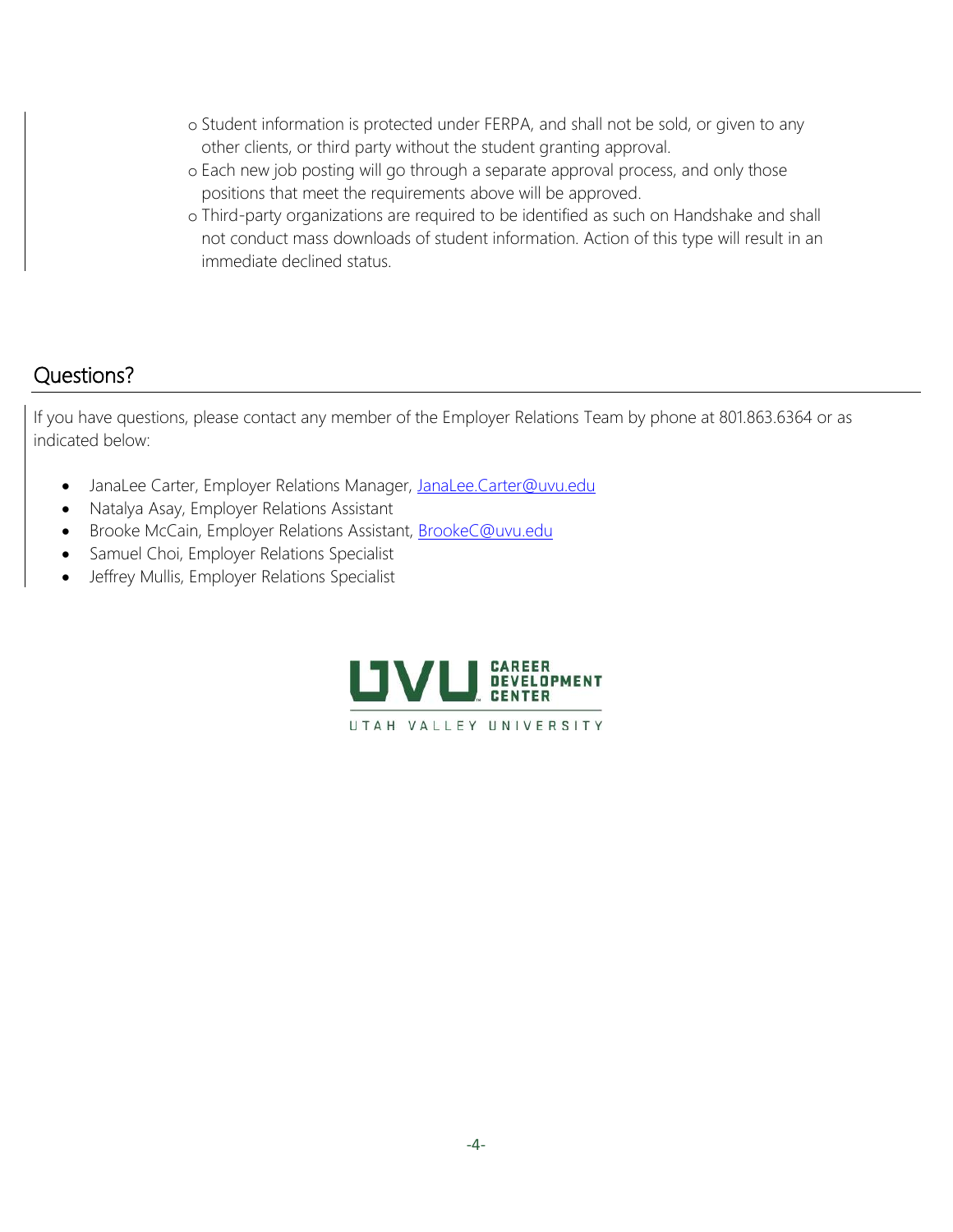- Student information is protected under FERPA, and shall not be sold, or given to any other clients, or third party without the student granting approval.
- Each new job posting will go through a separate approval process, and only those positions that meet the requirements above will be approved.
- Third-party organizations are required to be identified as such on Handshake and shall not conduct mass downloads of student information. Action of this type will result in an immediate declined status.

## Questions?

If you have questions, please contact any member of the Employer Relations Team by phone at 801.863.6364 or as indicated below:

- JanaLee Carter, Employer Relations Manager, JanaLee.Carter@uvu.edu
- Natalya Asay, Employer Relations Assistant
- Brooke McCain, Employer Relations Assistant, BrookeC@uvu.edu
- Samuel Choi, Employer Relations Specialist
- Jeffrey Mullis, Employer Relations Specialist

UVU CAREER DEVELOPMENT CENTER
UTAH VALLEY UNIVERSITY